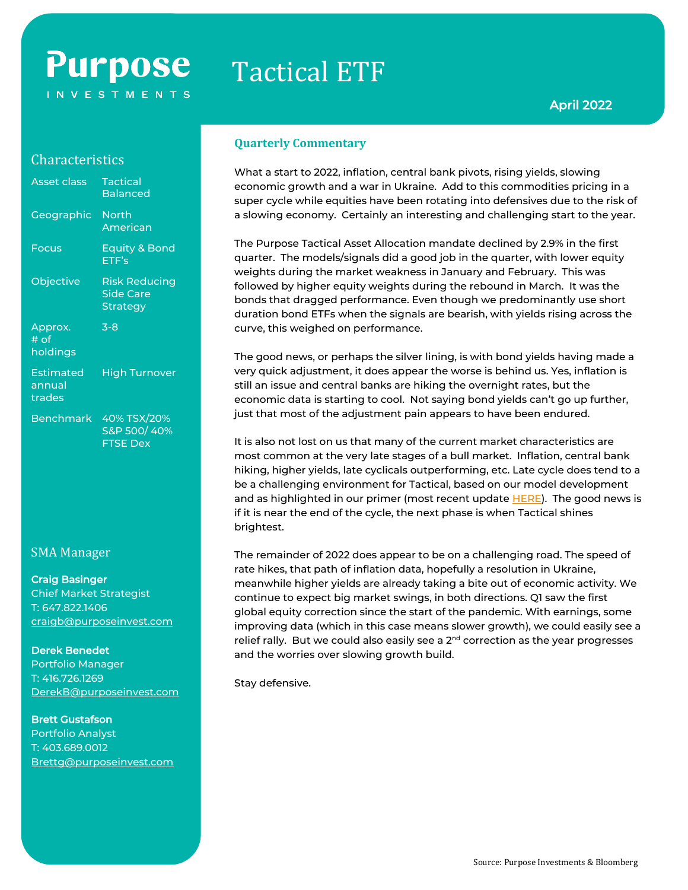# Purpose Investments

# Tactical ETF

April 2022

## Characteristics

| | |
|---|---|
| Asset class | Tactical Balanced |
| Geographic | North American |
| Focus | Equity & Bond ETF's |
| Objective | Risk Reducing Side Care Strategy |
| Approx. # of holdings | 3-8 |
| Estimated annual trades | High Turnover |
| Benchmark | 40% TSX/20% S&P 500/ 40% FTSE Dex |

## SMA Manager

**Craig Basinger**
Chief Market Strategist
T: 647.822.1406
craigb@purposeinvest.com

**Derek Benedet**
Portfolio Manager
T: 416.726.1269
DerekB@purposeinvest.com

**Brett Gustafson**
Portfolio Analyst
T: 403.689.0012
Brettg@purposeinvest.com

## Quarterly Commentary

What a start to 2022, inflation, central bank pivots, rising yields, slowing economic growth and a war in Ukraine. Add to this commodities pricing in a super cycle while equities have been rotating into defensives due to the risk of a slowing economy. Certainly an interesting and challenging start to the year.

The Purpose Tactical Asset Allocation mandate declined by 2.9% in the first quarter. The models/signals did a good job in the quarter, with lower equity weights during the market weakness in January and February. This was followed by higher equity weights during the rebound in March. It was the bonds that dragged performance. Even though we predominantly use short duration bond ETFs when the signals are bearish, with yields rising across the curve, this weighed on performance.

The good news, or perhaps the silver lining, is with bond yields having made a very quick adjustment, it does appear the worse is behind us. Yes, inflation is still an issue and central banks are hiking the overnight rates, but the economic data is starting to cool. Not saying bond yields can't go up further, just that most of the adjustment pain appears to have been endured.

It is also not lost on us that many of the current market characteristics are most common at the very late stages of a bull market. Inflation, central bank hiking, higher yields, late cyclicals outperforming, etc. Late cycle does tend to a be a challenging environment for Tactical, based on our model development and as highlighted in our primer (most recent update HERE). The good news is if it is near the end of the cycle, the next phase is when Tactical shines brightest.

The remainder of 2022 does appear to be on a challenging road. The speed of rate hikes, that path of inflation data, hopefully a resolution in Ukraine, meanwhile higher yields are already taking a bite out of economic activity. We continue to expect big market swings, in both directions. Q1 saw the first global equity correction since the start of the pandemic. With earnings, some improving data (which in this case means slower growth), we could easily see a relief rally. But we could also easily see a 2nd correction as the year progresses and the worries over slowing growth build.

Stay defensive.

Source: Purpose Investments & Bloomberg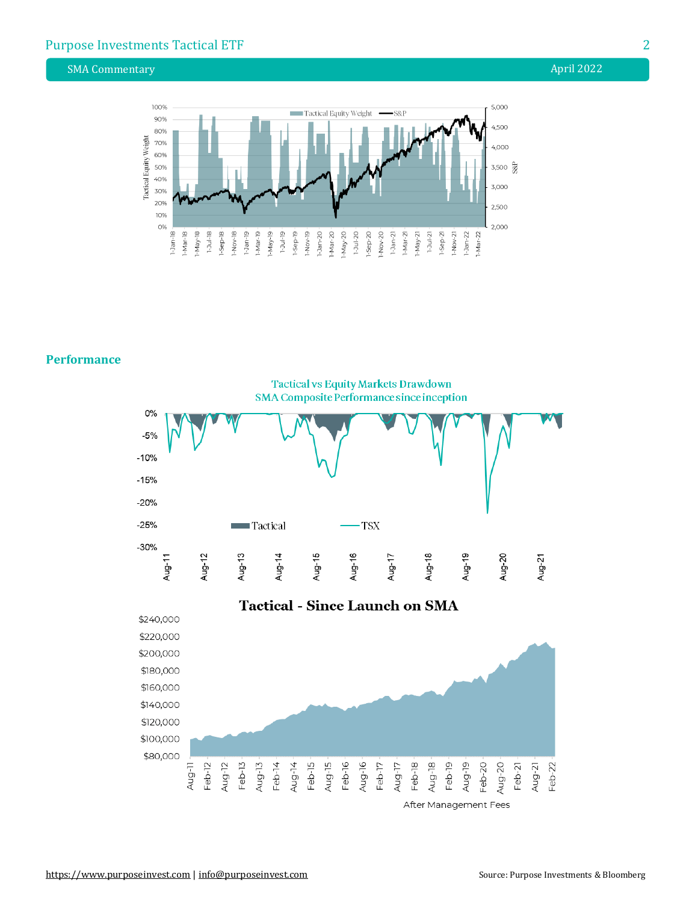## Performance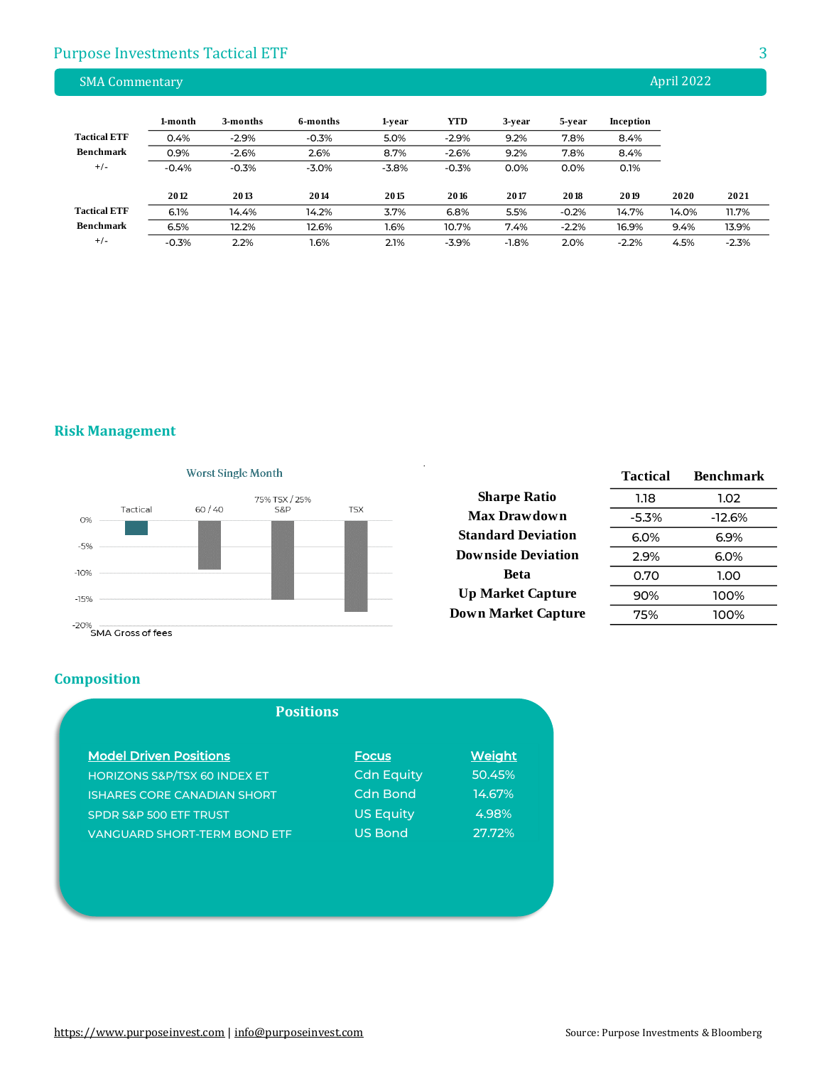## SMA Commentary — April 2022

| | 1-month | 3-months | 6-months | 1-year | YTD | 3-year | 5-year | Inception |
|---|---|---|---|---|---|---|---|---|
| **Tactical ETF** | 0.4% | -2.9% | -0.3% | 5.0% | -2.9% | 9.2% | 7.8% | 8.4% |
| **Benchmark** | 0.9% | -2.6% | 2.6% | 8.7% | -2.6% | 9.2% | 7.8% | 8.4% |
| +/- | -0.4% | -0.3% | -3.0% | -3.8% | -0.3% | 0.0% | 0.0% | 0.1% |

| | 2012 | 2013 | 2014 | 2015 | 2016 | 2017 | 2018 | 2019 | 2020 | 2021 |
|---|---|---|---|---|---|---|---|---|---|---|
| **Tactical ETF** | 6.1% | 14.4% | 14.2% | 3.7% | 6.8% | 5.5% | -0.2% | 14.7% | 14.0% | 11.7% |
| **Benchmark** | 6.5% | 12.2% | 12.6% | 1.6% | 10.7% | 7.4% | -2.2% | 16.9% | 9.4% | 13.9% |
| +/- | -0.3% | 2.2% | 1.6% | 2.1% | -3.9% | -1.8% | 2.0% | -2.2% | 4.5% | -2.3% |

## Risk Management

**Worst Single Month**

Tactical | 60 / 40 | 75% TSX / 25% S&P | TSX

0% | -5% | -10% | -15% | -20%

SMA Gross of fees

| | Tactical | Benchmark |
|---|---|---|
| **Sharpe Ratio** | 1.18 | 1.02 |
| **Max Drawdown** | -5.3% | -12.6% |
| **Standard Deviation** | 6.0% | 6.9% |
| **Downside Deviation** | 2.9% | 6.0% |
| **Beta** | 0.70 | 1.00 |
| **Up Market Capture** | 90% | 100% |
| **Down Market Capture** | 75% | 100% |

## Composition

**Positions**

| Model Driven Positions | Focus | Weight |
|---|---|---|
| HORIZONS S&P/TSX 60 INDEX ET | Cdn Equity | 50.45% |
| ISHARES CORE CANADIAN SHORT | Cdn Bond | 14.67% |
| SPDR S&P 500 ETF TRUST | US Equity | 4.98% |
| VANGUARD SHORT-TERM BOND ETF | US Bond | 27.72% |

https://www.purposeinvest.com | info@purposeinvest.com

Source: Purpose Investments & Bloomberg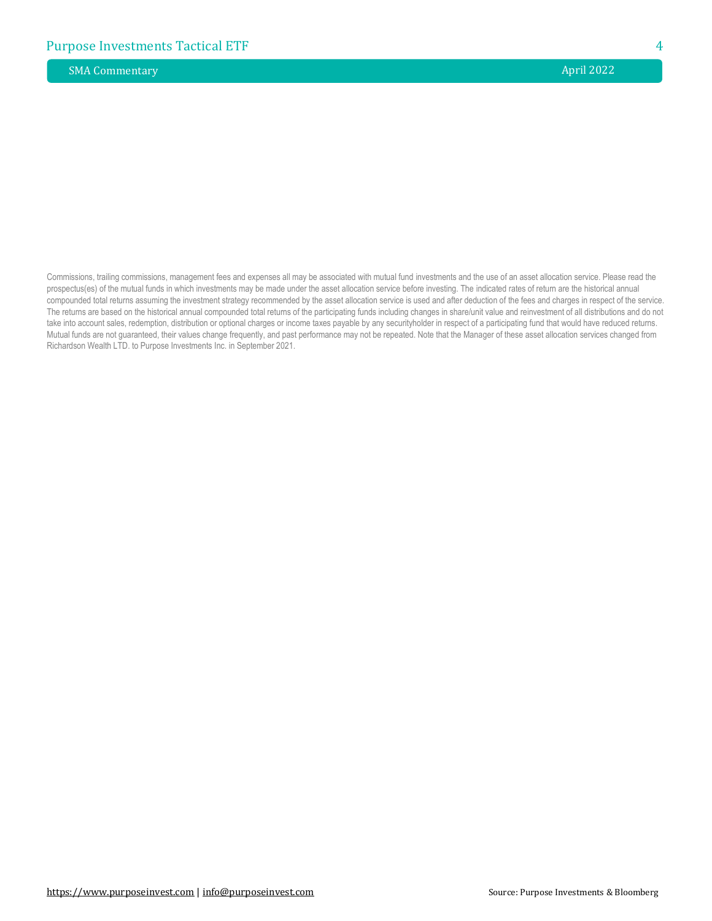Commissions, trailing commissions, management fees and expenses all may be associated with mutual fund investments and the use of an asset allocation service. Please read the prospectus(es) of the mutual funds in which investments may be made under the asset allocation service before investing. The indicated rates of return are the historical annual compounded total returns assuming the investment strategy recommended by the asset allocation service is used and after deduction of the fees and charges in respect of the service. The returns are based on the historical annual compounded total returns of the participating funds including changes in share/unit value and reinvestment of all distributions and do not take into account sales, redemption, distribution or optional charges or income taxes payable by any securityholder in respect of a participating fund that would have reduced returns. Mutual funds are not guaranteed, their values change frequently, and past performance may not be repeated. Note that the Manager of these asset allocation services changed from Richardson Wealth LTD. to Purpose Investments Inc. in September 2021.

https://www.purposeinvest.com | info@purposeinvest.com

Source: Purpose Investments & Bloomberg